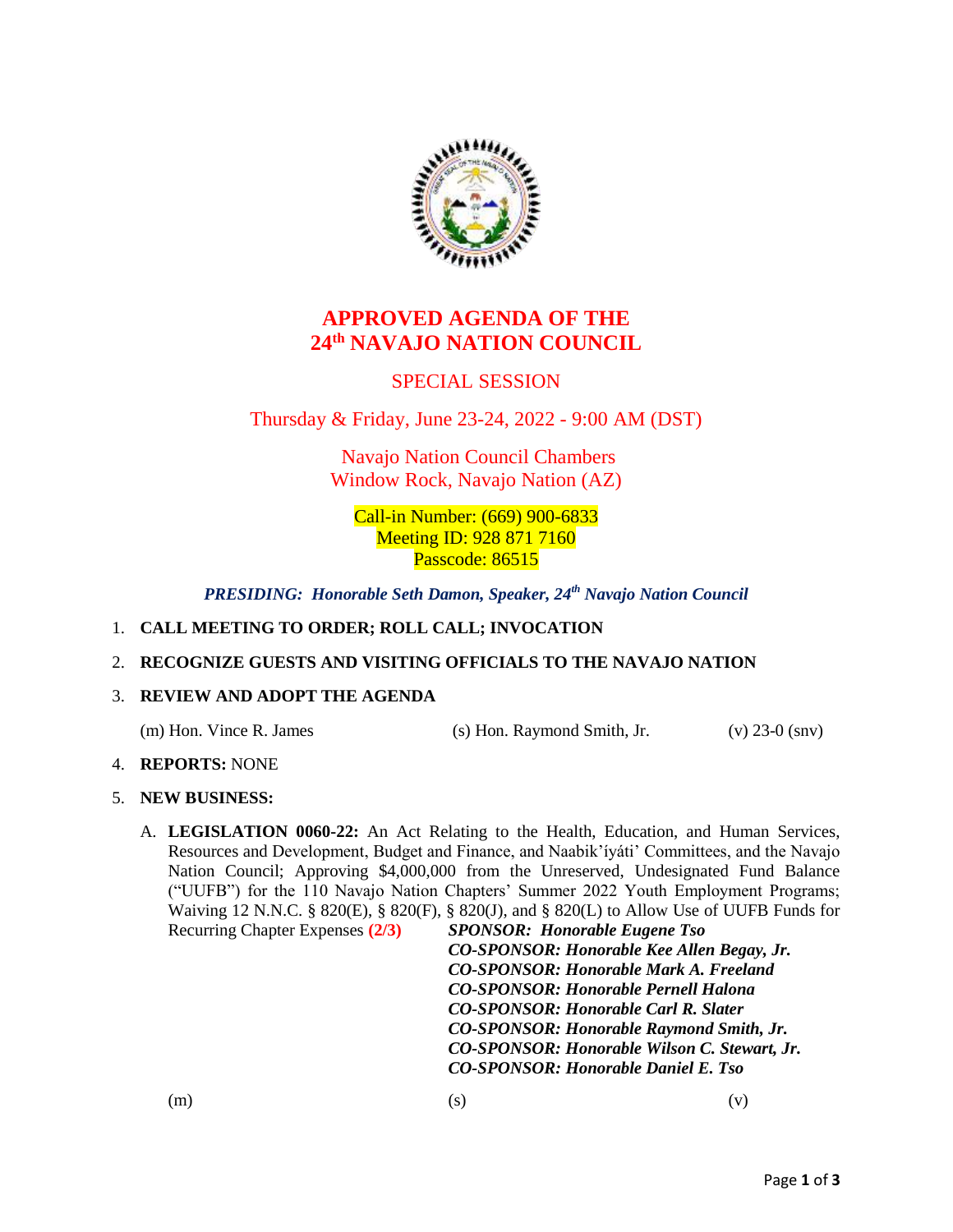# APPROVED AGENDA OF THE 24th NAVAJO NATION COUNCIL

## SPECIAL SESSION

Thursday & Friday, June 23-24, 2022 - 9:00 AM (DST)

Navajo Nation Council Chambers
Window Rock, Navajo Nation (AZ)

Call-in Number: (669) 900-6833
Meeting ID: 928 871 7160
Passcode: 86515

***PRESIDING: Honorable Seth Damon, Speaker, 24th Navajo Nation Council***

1. **CALL MEETING TO ORDER; ROLL CALL; INVOCATION**

2. **RECOGNIZE GUESTS AND VISITING OFFICIALS TO THE NAVAJO NATION**

3. **REVIEW AND ADOPT THE AGENDA**

   (m) Hon. Vince R. James    (s) Hon. Raymond Smith, Jr.    (v) 23-0 (snv)

4. **REPORTS:** NONE

5. **NEW BUSINESS:**

   A. **LEGISLATION 0060-22:** An Act Relating to the Health, Education, and Human Services, Resources and Development, Budget and Finance, and Naabik'íyáti' Committees, and the Navajo Nation Council; Approving $4,000,000 from the Unreserved, Undesignated Fund Balance ("UUFB") for the 110 Navajo Nation Chapters' Summer 2022 Youth Employment Programs; Waiving 12 N.N.C. § 820(E), § 820(F), § 820(J), and § 820(L) to Allow Use of UUFB Funds for Recurring Chapter Expenses **(2/3)**

      ***SPONSOR: Honorable Eugene Tso***
      ***CO-SPONSOR: Honorable Kee Allen Begay, Jr.***
      ***CO-SPONSOR: Honorable Mark A. Freeland***
      ***CO-SPONSOR: Honorable Pernell Halona***
      ***CO-SPONSOR: Honorable Carl R. Slater***
      ***CO-SPONSOR: Honorable Raymond Smith, Jr.***
      ***CO-SPONSOR: Honorable Wilson C. Stewart, Jr.***
      ***CO-SPONSOR: Honorable Daniel E. Tso***

   (m)    (s)    (v)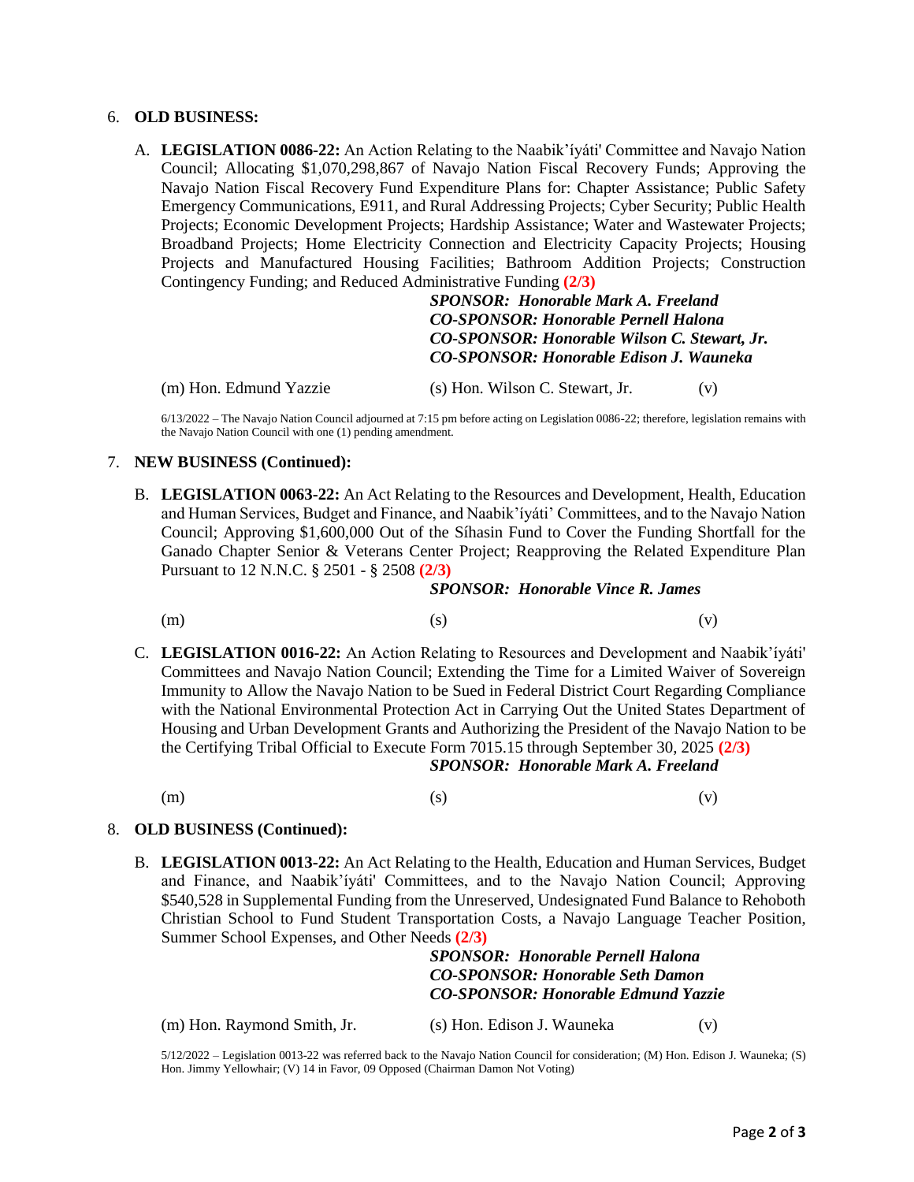6. **OLD BUSINESS:**

   A. **LEGISLATION 0086-22:** An Action Relating to the Naabik'íyáti' Committee and Navajo Nation Council; Allocating $1,070,298,867 of Navajo Nation Fiscal Recovery Funds; Approving the Navajo Nation Fiscal Recovery Fund Expenditure Plans for: Chapter Assistance; Public Safety Emergency Communications, E911, and Rural Addressing Projects; Cyber Security; Public Health Projects; Economic Development Projects; Hardship Assistance; Water and Wastewater Projects; Broadband Projects; Home Electricity Connection and Electricity Capacity Projects; Housing Projects and Manufactured Housing Facilities; Bathroom Addition Projects; Construction Contingency Funding; and Reduced Administrative Funding **(2/3)**

   ***SPONSOR: Honorable Mark A. Freeland***
   ***CO-SPONSOR: Honorable Pernell Halona***
   ***CO-SPONSOR: Honorable Wilson C. Stewart, Jr.***
   ***CO-SPONSOR: Honorable Edison J. Wauneka***

   (m) Hon. Edmund Yazzie (s) Hon. Wilson C. Stewart, Jr. (v)

   6/13/2022 – The Navajo Nation Council adjourned at 7:15 pm before acting on Legislation 0086-22; therefore, legislation remains with the Navajo Nation Council with one (1) pending amendment.

7. **NEW BUSINESS (Continued):**

   B. **LEGISLATION 0063-22:** An Act Relating to the Resources and Development, Health, Education and Human Services, Budget and Finance, and Naabik'íyáti' Committees, and to the Navajo Nation Council; Approving $1,600,000 Out of the Síhasin Fund to Cover the Funding Shortfall for the Ganado Chapter Senior & Veterans Center Project; Reapproving the Related Expenditure Plan Pursuant to 12 N.N.C. § 2501 - § 2508 **(2/3)**

   ***SPONSOR: Honorable Vince R. James***

   (m) (s) (v)

   C. **LEGISLATION 0016-22:** An Action Relating to Resources and Development and Naabik'íyáti' Committees and Navajo Nation Council; Extending the Time for a Limited Waiver of Sovereign Immunity to Allow the Navajo Nation to be Sued in Federal District Court Regarding Compliance with the National Environmental Protection Act in Carrying Out the United States Department of Housing and Urban Development Grants and Authorizing the President of the Navajo Nation to be the Certifying Tribal Official to Execute Form 7015.15 through September 30, 2025 **(2/3)**

   ***SPONSOR: Honorable Mark A. Freeland***

   (m) (s) (v)

8. **OLD BUSINESS (Continued):**

   B. **LEGISLATION 0013-22:** An Act Relating to the Health, Education and Human Services, Budget and Finance, and Naabik'íyáti' Committees, and to the Navajo Nation Council; Approving $540,528 in Supplemental Funding from the Unreserved, Undesignated Fund Balance to Rehoboth Christian School to Fund Student Transportation Costs, a Navajo Language Teacher Position, Summer School Expenses, and Other Needs **(2/3)**

   ***SPONSOR: Honorable Pernell Halona***
   ***CO-SPONSOR: Honorable Seth Damon***
   ***CO-SPONSOR: Honorable Edmund Yazzie***

   (m) Hon. Raymond Smith, Jr. (s) Hon. Edison J. Wauneka (v)

   5/12/2022 – Legislation 0013-22 was referred back to the Navajo Nation Council for consideration; (M) Hon. Edison J. Wauneka; (S) Hon. Jimmy Yellowhair; (V) 14 in Favor, 09 Opposed (Chairman Damon Not Voting)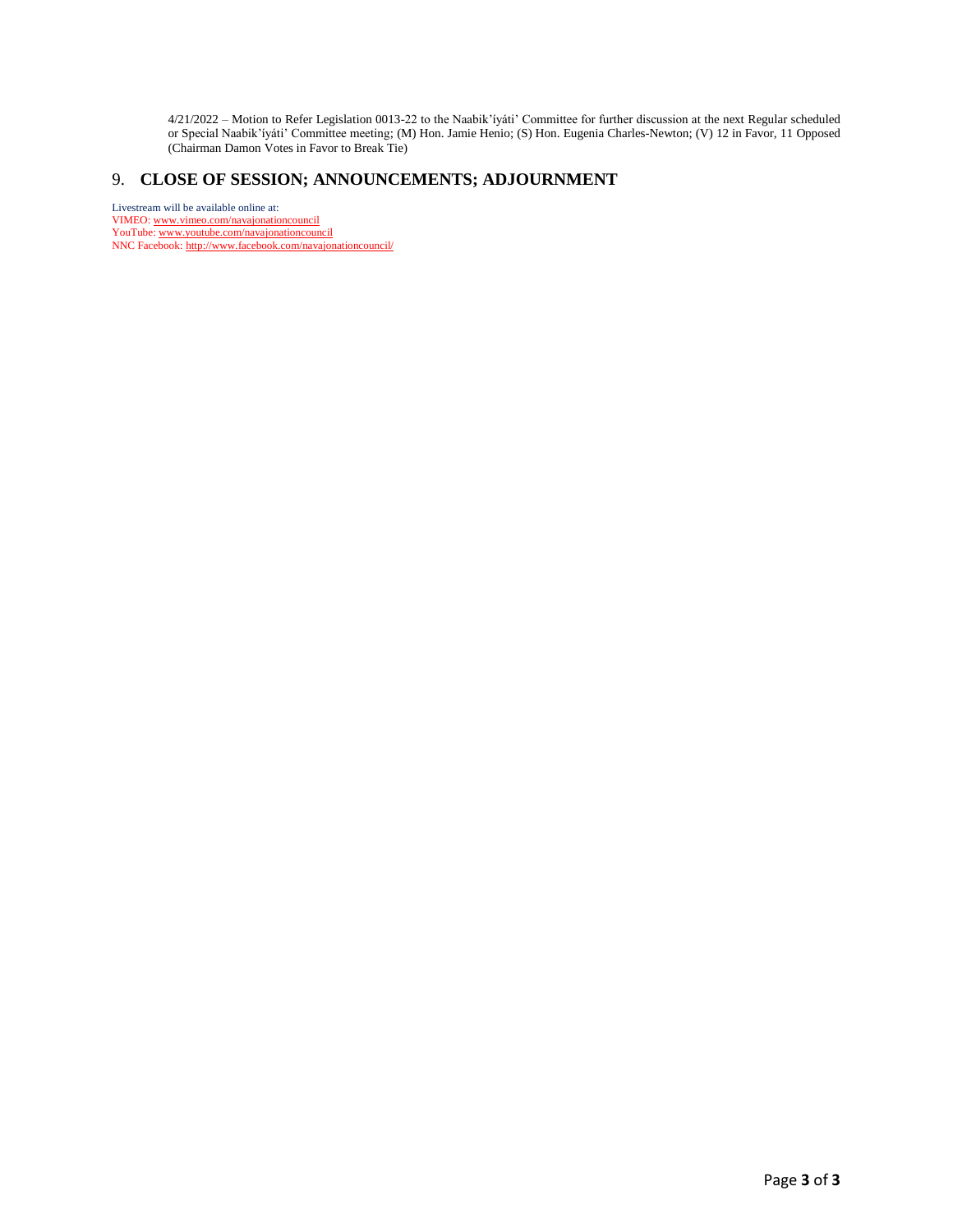4/21/2022 – Motion to Refer Legislation 0013-22 to the Naabik'íyáti' Committee for further discussion at the next Regular scheduled or Special Naabik'íyáti' Committee meeting; (M) Hon. Jamie Henio; (S) Hon. Eugenia Charles-Newton; (V) 12 in Favor, 11 Opposed (Chairman Damon Votes in Favor to Break Tie)

## 9. CLOSE OF SESSION; ANNOUNCEMENTS; ADJOURNMENT

Livestream will be available online at:
VIMEO: www.vimeo.com/navajonationcouncil
YouTube: www.youtube.com/navajonationcouncil
NNC Facebook: http://www.facebook.com/navajonationcouncil/